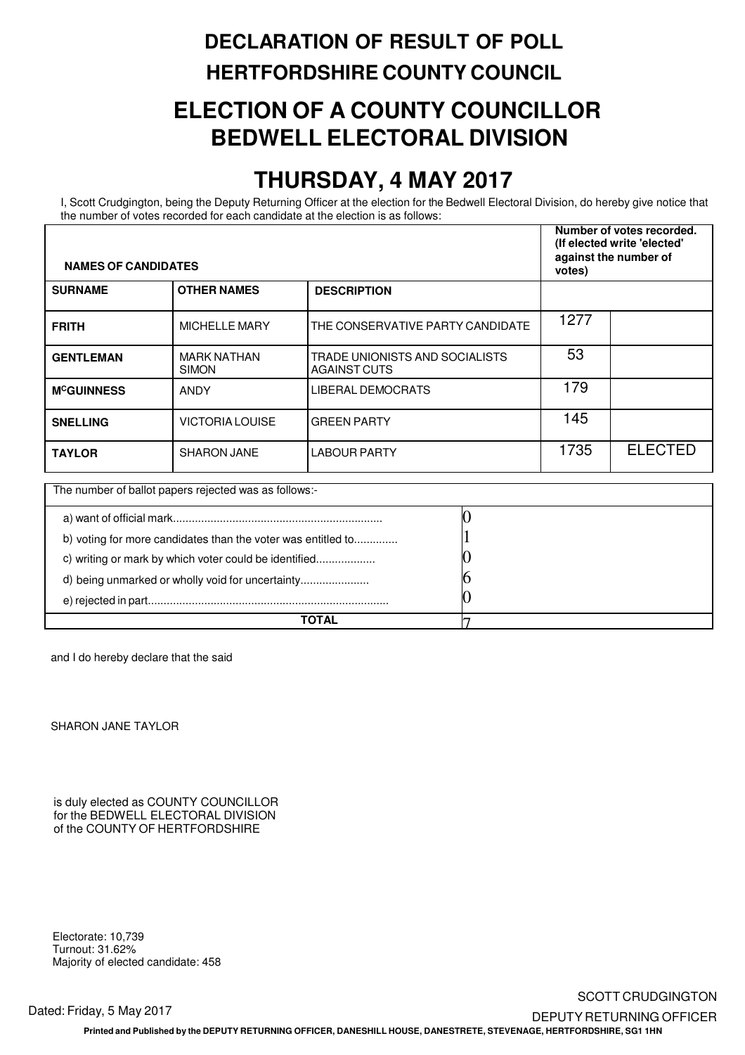# DECLARATION OF RESULT OF POLL

## HERTFORDSHIRE COUNTY COUNCIL

# ELECTION OF A COUNTY COUNCILLOR BEDWELL ELECTORAL DIVISION

# THURSDAY, 4 MAY 2017

I, Scott Crudgington, being the Deputy Returning Officer at the election for the Bedwell Electoral Division, do hereby give notice that the number of votes recorded for each candidate at the election is as follows:

| **NAMES OF CANDIDATES** | | | **Number of votes recorded. (If elected write 'elected' against the number of votes)** | |
|---|---|---|---|---|
| **SURNAME** | **OTHER NAMES** | **DESCRIPTION** | | |
| **FRITH** | MICHELLE MARY | THE CONSERVATIVE PARTY CANDIDATE | 1277 | |
| **GENTLEMAN** | MARK NATHAN SIMON | TRADE UNIONISTS AND SOCIALISTS AGAINST CUTS | 53 | |
| **McGUINNESS** | ANDY | LIBERAL DEMOCRATS | 179 | |
| **SNELLING** | VICTORIA LOUISE | GREEN PARTY | 145 | |
| **TAYLOR** | SHARON JANE | LABOUR PARTY | 1735 | ELECTED |

| The number of ballot papers rejected was as follows:- | |
|---|---|
| a) want of official mark.................................................................. | 0 |
| b) voting for more candidates than the voter was entitled to............. | 1 |
| c) writing or mark by which voter could be identified.................. | 0 |
| d) being unmarked or wholly void for uncertainty..................... | 6 |
| e) rejected in part............................................................................ | 0 |
| **TOTAL** | 7 |

and I do hereby declare that the said

SHARON JANE TAYLOR

is duly elected as COUNTY COUNCILLOR for the BEDWELL ELECTORAL DIVISION of the COUNTY OF HERTFORDSHIRE

Electorate: 10,739
Turnout: 31.62%
Majority of elected candidate: 458

Dated: Friday, 5 May 2017

SCOTT CRUDGINGTON
DEPUTY RETURNING OFFICER

**Printed and Published by the DEPUTY RETURNING OFFICER, DANESHILL HOUSE, DANESTRETE, STEVENAGE, HERTFORDSHIRE, SG1 1HN**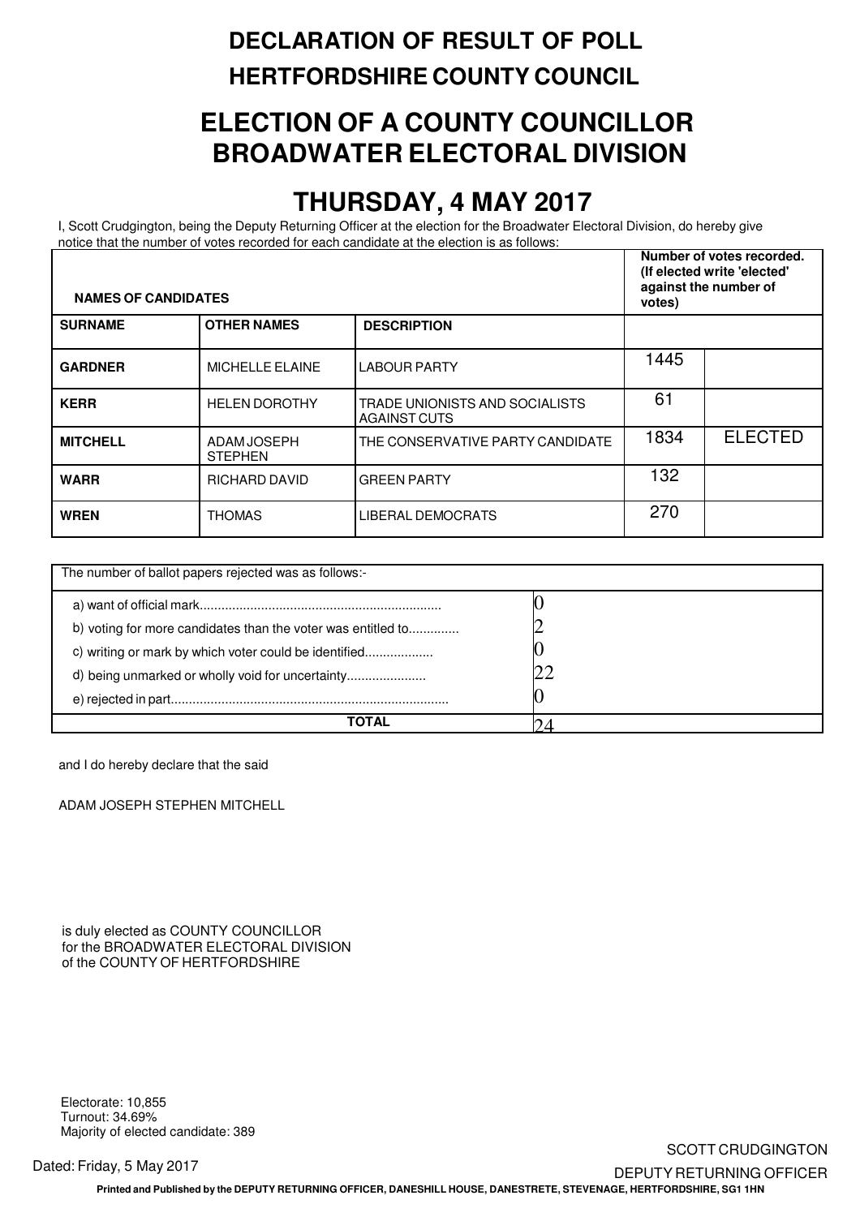# DECLARATION OF RESULT OF POLL

## HERTFORDSHIRE COUNTY COUNCIL

# ELECTION OF A COUNTY COUNCILLOR
# BROADWATER ELECTORAL DIVISION

## THURSDAY, 4 MAY 2017

I, Scott Crudgington, being the Deputy Returning Officer at the election for the Broadwater Electoral Division, do hereby give notice that the number of votes recorded for each candidate at the election is as follows:

| NAMES OF CANDIDATES | | | Number of votes recorded. (If elected write 'elected' against the number of votes) | |
|---|---|---|---|---|
| **SURNAME** | **OTHER NAMES** | **DESCRIPTION** | | |
| **GARDNER** | MICHELLE ELAINE | LABOUR PARTY | 1445 | |
| **KERR** | HELEN DOROTHY | TRADE UNIONISTS AND SOCIALISTS AGAINST CUTS | 61 | |
| **MITCHELL** | ADAM JOSEPH STEPHEN | THE CONSERVATIVE PARTY CANDIDATE | 1834 | ELECTED |
| **WARR** | RICHARD DAVID | GREEN PARTY | 132 | |
| **WREN** | THOMAS | LIBERAL DEMOCRATS | 270 | |

| The number of ballot papers rejected was as follows:- | |
|---|---|
| a) want of official mark.................................................................. | 0 |
| b) voting for more candidates than the voter was entitled to............. | 2 |
| c) writing or mark by which voter could be identified................... | 0 |
| d) being unmarked or wholly void for uncertainty...................... | 22 |
| e) rejected in part.......................................................................... | 0 |
| **TOTAL** | 24 |

and I do hereby declare that the said

ADAM JOSEPH STEPHEN MITCHELL

is duly elected as COUNTY COUNCILLOR
for the BROADWATER ELECTORAL DIVISION
of the COUNTY OF HERTFORDSHIRE

Electorate: 10,855
Turnout: 34.69%
Majority of elected candidate: 389

Dated: Friday, 5 May 2017

SCOTT CRUDGINGTON
DEPUTY RETURNING OFFICER

**Printed and Published by the DEPUTY RETURNING OFFICER, DANESHILL HOUSE, DANESTRETE, STEVENAGE, HERTFORDSHIRE, SG1 1HN**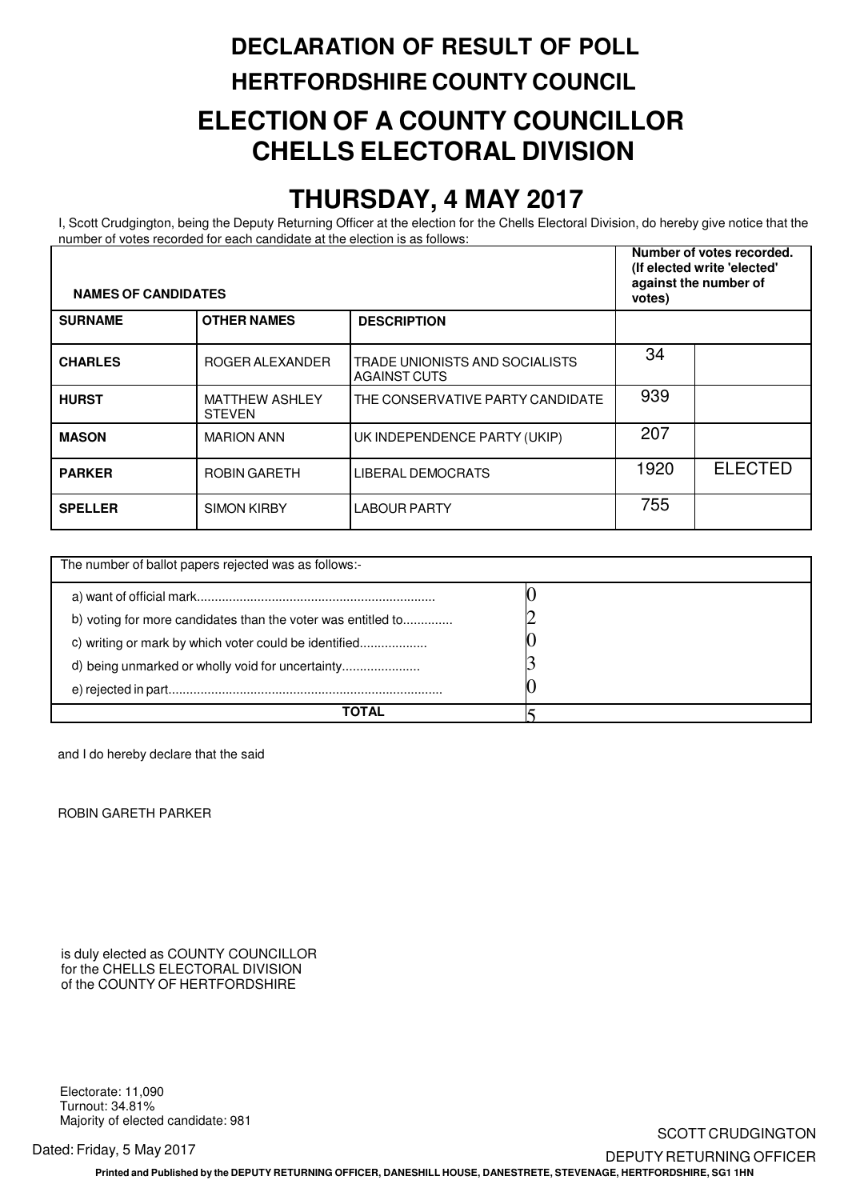# DECLARATION OF RESULT OF POLL

## HERTFORDSHIRE COUNTY COUNCIL

## ELECTION OF A COUNTY COUNCILLOR CHELLS ELECTORAL DIVISION

## THURSDAY, 4 MAY 2017

I, Scott Crudgington, being the Deputy Returning Officer at the election for the Chells Electoral Division, do hereby give notice that the number of votes recorded for each candidate at the election is as follows:

| **NAMES OF CANDIDATES** | | | **Number of votes recorded. (If elected write 'elected' against the number of votes)** | |
|---|---|---|---|---|
| **SURNAME** | **OTHER NAMES** | **DESCRIPTION** | | |
| **CHARLES** | ROGER ALEXANDER | TRADE UNIONISTS AND SOCIALISTS AGAINST CUTS | 34 | |
| **HURST** | MATTHEW ASHLEY STEVEN | THE CONSERVATIVE PARTY CANDIDATE | 939 | |
| **MASON** | MARION ANN | UK INDEPENDENCE PARTY (UKIP) | 207 | |
| **PARKER** | ROBIN GARETH | LIBERAL DEMOCRATS | 1920 | ELECTED |
| **SPELLER** | SIMON KIRBY | LABOUR PARTY | 755 | |

| The number of ballot papers rejected was as follows:- | |
|---|---|
| a) want of official mark.................................................................. | 0 |
| b) voting for more candidates than the voter was entitled to............. | 2 |
| c) writing or mark by which voter could be identified.................. | 0 |
| d) being unmarked or wholly void for uncertainty...................... | 3 |
| e) rejected in part............................................................................ | 0 |
| **TOTAL** | 5 |

and I do hereby declare that the said

ROBIN GARETH PARKER

is duly elected as COUNTY COUNCILLOR
for the CHELLS ELECTORAL DIVISION
of the COUNTY OF HERTFORDSHIRE

Electorate: 11,090
Turnout: 34.81%
Majority of elected candidate: 981

Dated: Friday, 5 May 2017

SCOTT CRUDGINGTON
DEPUTY RETURNING OFFICER

**Printed and Published by the DEPUTY RETURNING OFFICER, DANESHILL HOUSE, DANESTRETE, STEVENAGE, HERTFORDSHIRE, SG1 1HN**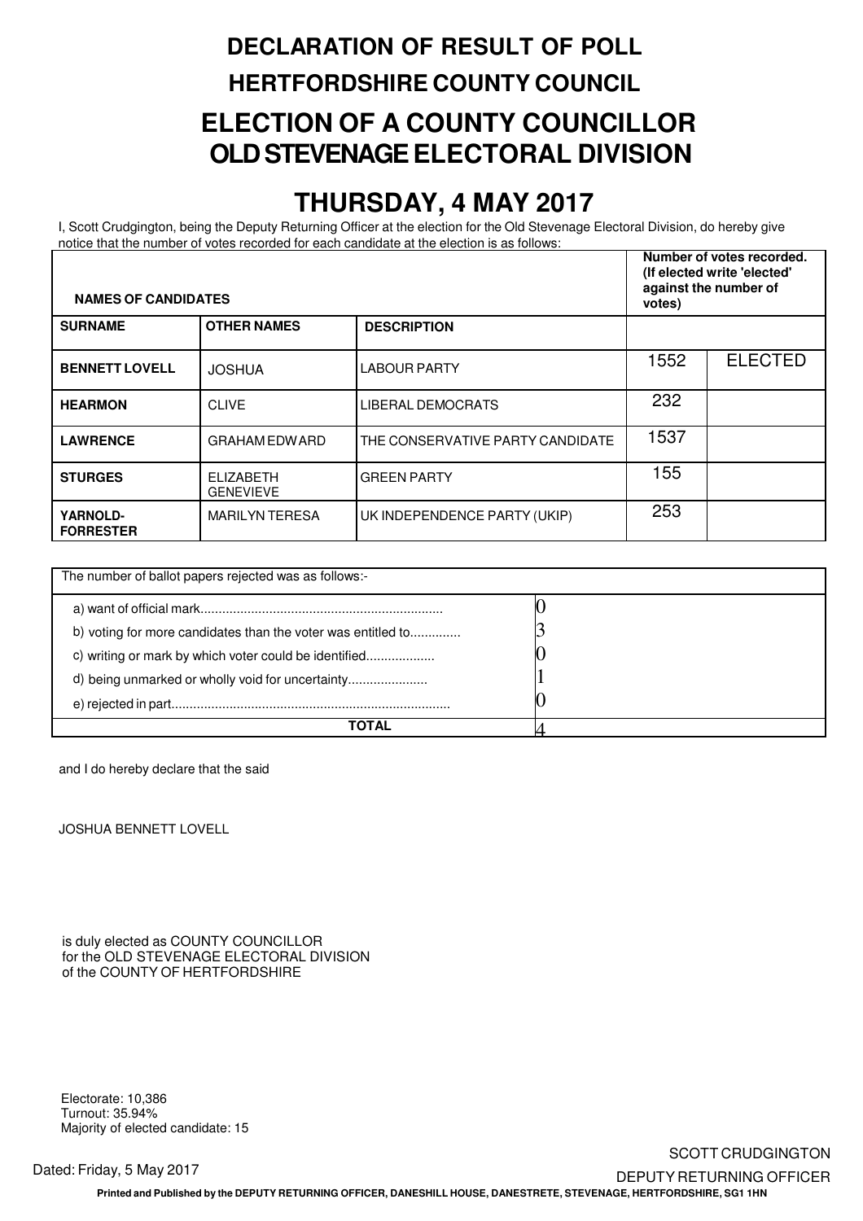# DECLARATION OF RESULT OF POLL

## HERTFORDSHIRE COUNTY COUNCIL

## ELECTION OF A COUNTY COUNCILLOR OLD STEVENAGE ELECTORAL DIVISION

## THURSDAY, 4 MAY 2017

I, Scott Crudgington, being the Deputy Returning Officer at the election for the Old Stevenage Electoral Division, do hereby give notice that the number of votes recorded for each candidate at the election is as follows:

| NAMES OF CANDIDATES | | | Number of votes recorded. (If elected write 'elected' against the number of votes) | |
|---|---|---|---|---|
| **SURNAME** | **OTHER NAMES** | **DESCRIPTION** | | |
| **BENNETT LOVELL** | JOSHUA | LABOUR PARTY | 1552 | ELECTED |
| **HEARMON** | CLIVE | LIBERAL DEMOCRATS | 232 | |
| **LAWRENCE** | GRAHAM EDWARD | THE CONSERVATIVE PARTY CANDIDATE | 1537 | |
| **STURGES** | ELIZABETH GENEVIEVE | GREEN PARTY | 155 | |
| **YARNOLD-FORRESTER** | MARILYN TERESA | UK INDEPENDENCE PARTY (UKIP) | 253 | |

| The number of ballot papers rejected was as follows:- | |
|---|---|
| a) want of official mark.................................................................. | 0 |
| b) voting for more candidates than the voter was entitled to............. | 3 |
| c) writing or mark by which voter could be identified.................. | 0 |
| d) being unmarked or wholly void for uncertainty...................... | 1 |
| e) rejected in part........................................................................... | 0 |
| **TOTAL** | 4 |

and I do hereby declare that the said

JOSHUA BENNETT LOVELL

is duly elected as COUNTY COUNCILLOR
for the OLD STEVENAGE ELECTORAL DIVISION
of the COUNTY OF HERTFORDSHIRE

Electorate: 10,386
Turnout: 35.94%
Majority of elected candidate: 15

Dated: Friday, 5 May 2017

SCOTT CRUDGINGTON
DEPUTY RETURNING OFFICER

**Printed and Published by the DEPUTY RETURNING OFFICER, DANESHILL HOUSE, DANESTRETE, STEVENAGE, HERTFORDSHIRE, SG1 1HN**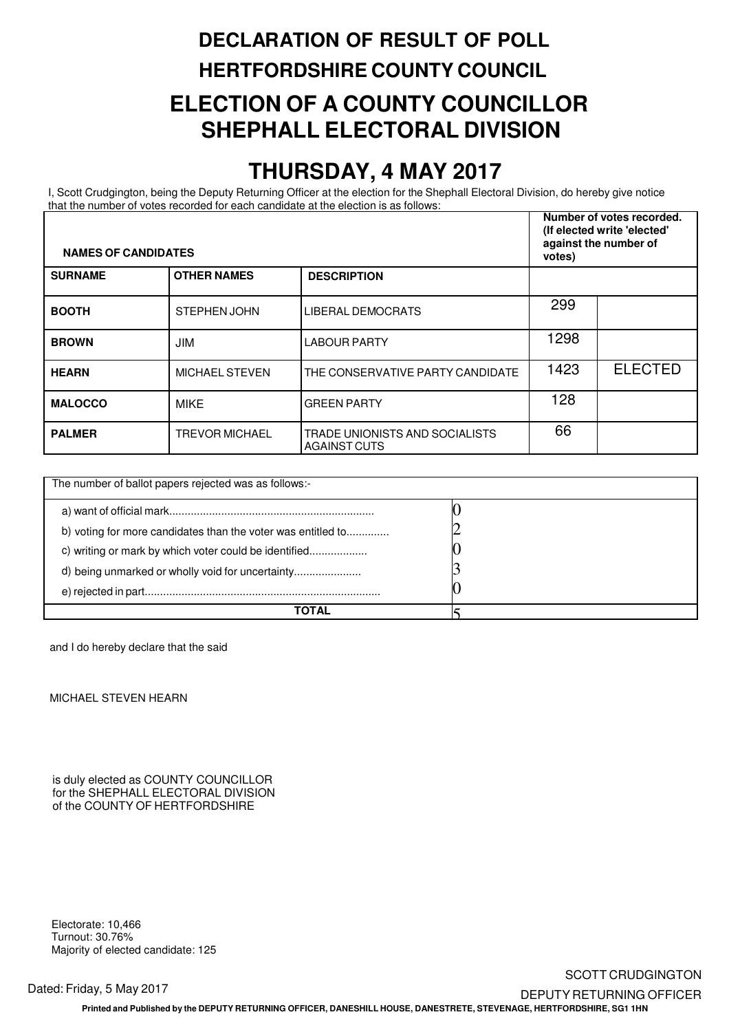# DECLARATION OF RESULT OF POLL

## HERTFORDSHIRE COUNTY COUNCIL

# ELECTION OF A COUNTY COUNCILLOR
# SHEPHALL ELECTORAL DIVISION

# THURSDAY, 4 MAY 2017

I, Scott Crudgington, being the Deputy Returning Officer at the election for the Shephall Electoral Division, do hereby give notice that the number of votes recorded for each candidate at the election is as follows:

| **NAMES OF CANDIDATES** | | | **Number of votes recorded. (If elected write 'elected' against the number of votes)** | |
|---|---|---|---|---|
| **SURNAME** | **OTHER NAMES** | **DESCRIPTION** | | |
| **BOOTH** | STEPHEN JOHN | LIBERAL DEMOCRATS | 299 | |
| **BROWN** | JIM | LABOUR PARTY | 1298 | |
| **HEARN** | MICHAEL STEVEN | THE CONSERVATIVE PARTY CANDIDATE | 1423 | ELECTED |
| **MALOCCO** | MIKE | GREEN PARTY | 128 | |
| **PALMER** | TREVOR MICHAEL | TRADE UNIONISTS AND SOCIALISTS AGAINST CUTS | 66 | |

| The number of ballot papers rejected was as follows:- | |
|---|---|
| a) want of official mark.................................................................. | 0 |
| b) voting for more candidates than the voter was entitled to............. | 2 |
| c) writing or mark by which voter could be identified................... | 0 |
| d) being unmarked or wholly void for uncertainty...................... | 3 |
| e) rejected in part............................................................................ | 0 |
| **TOTAL** | 5 |

and I do hereby declare that the said

MICHAEL STEVEN HEARN

is duly elected as COUNTY COUNCILLOR
for the SHEPHALL ELECTORAL DIVISION
of the COUNTY OF HERTFORDSHIRE

Electorate: 10,466
Turnout: 30.76%
Majority of elected candidate: 125

Dated: Friday, 5 May 2017

SCOTT CRUDGINGTON
DEPUTY RETURNING OFFICER

**Printed and Published by the DEPUTY RETURNING OFFICER, DANESHILL HOUSE, DANESTRETE, STEVENAGE, HERTFORDSHIRE, SG1 1HN**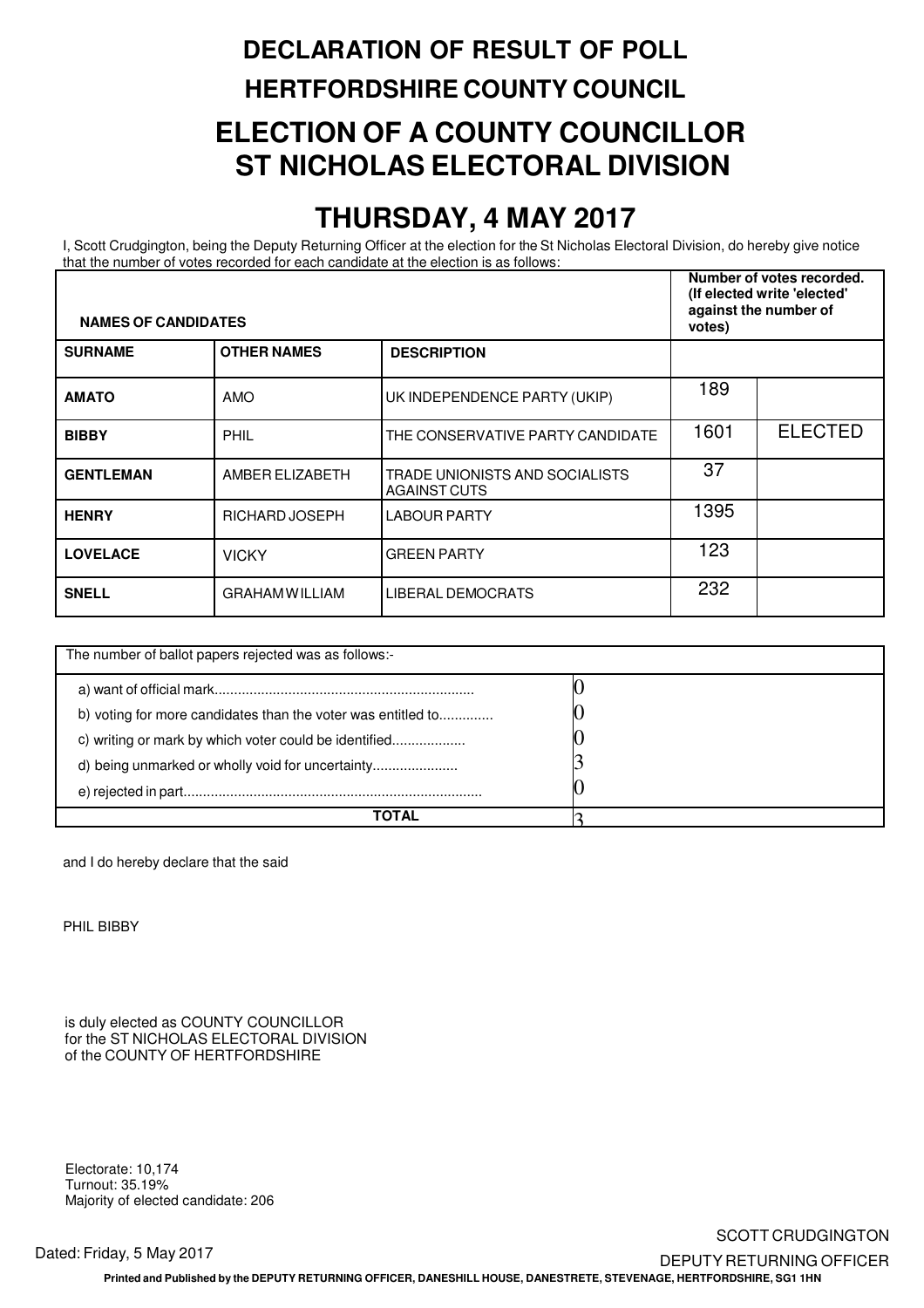# DECLARATION OF RESULT OF POLL

## HERTFORDSHIRE COUNTY COUNCIL

# ELECTION OF A COUNTY COUNCILLOR ST NICHOLAS ELECTORAL DIVISION

# THURSDAY, 4 MAY 2017

I, Scott Crudgington, being the Deputy Returning Officer at the election for the St Nicholas Electoral Division, do hereby give notice that the number of votes recorded for each candidate at the election is as follows:

| NAMES OF CANDIDATES | | | Number of votes recorded. (If elected write 'elected' against the number of votes) | |
|---|---|---|---|---|
| **SURNAME** | **OTHER NAMES** | **DESCRIPTION** | | |
| **AMATO** | AMO | UK INDEPENDENCE PARTY (UKIP) | 189 | |
| **BIBBY** | PHIL | THE CONSERVATIVE PARTY CANDIDATE | 1601 | ELECTED |
| **GENTLEMAN** | AMBER ELIZABETH | TRADE UNIONISTS AND SOCIALISTS AGAINST CUTS | 37 | |
| **HENRY** | RICHARD JOSEPH | LABOUR PARTY | 1395 | |
| **LOVELACE** | VICKY | GREEN PARTY | 123 | |
| **SNELL** | GRAHAM WILLIAM | LIBERAL DEMOCRATS | 232 | |

| The number of ballot papers rejected was as follows:- | |
|---|---|
| a) want of official mark.................................................................. | 0 |
| b) voting for more candidates than the voter was entitled to............. | 0 |
| c) writing or mark by which voter could be identified.................. | 0 |
| d) being unmarked or wholly void for uncertainty...................... | 3 |
| e) rejected in part........................................................................... | 0 |
| **TOTAL** | 3 |

and I do hereby declare that the said

PHIL BIBBY

is duly elected as COUNTY COUNCILLOR
for the ST NICHOLAS ELECTORAL DIVISION
of the COUNTY OF HERTFORDSHIRE

Electorate: 10,174
Turnout: 35.19%
Majority of elected candidate: 206

Dated: Friday, 5 May 2017

SCOTT CRUDGINGTON
DEPUTY RETURNING OFFICER

**Printed and Published by the DEPUTY RETURNING OFFICER, DANESHILL HOUSE, DANESTRETE, STEVENAGE, HERTFORDSHIRE, SG1 1HN**